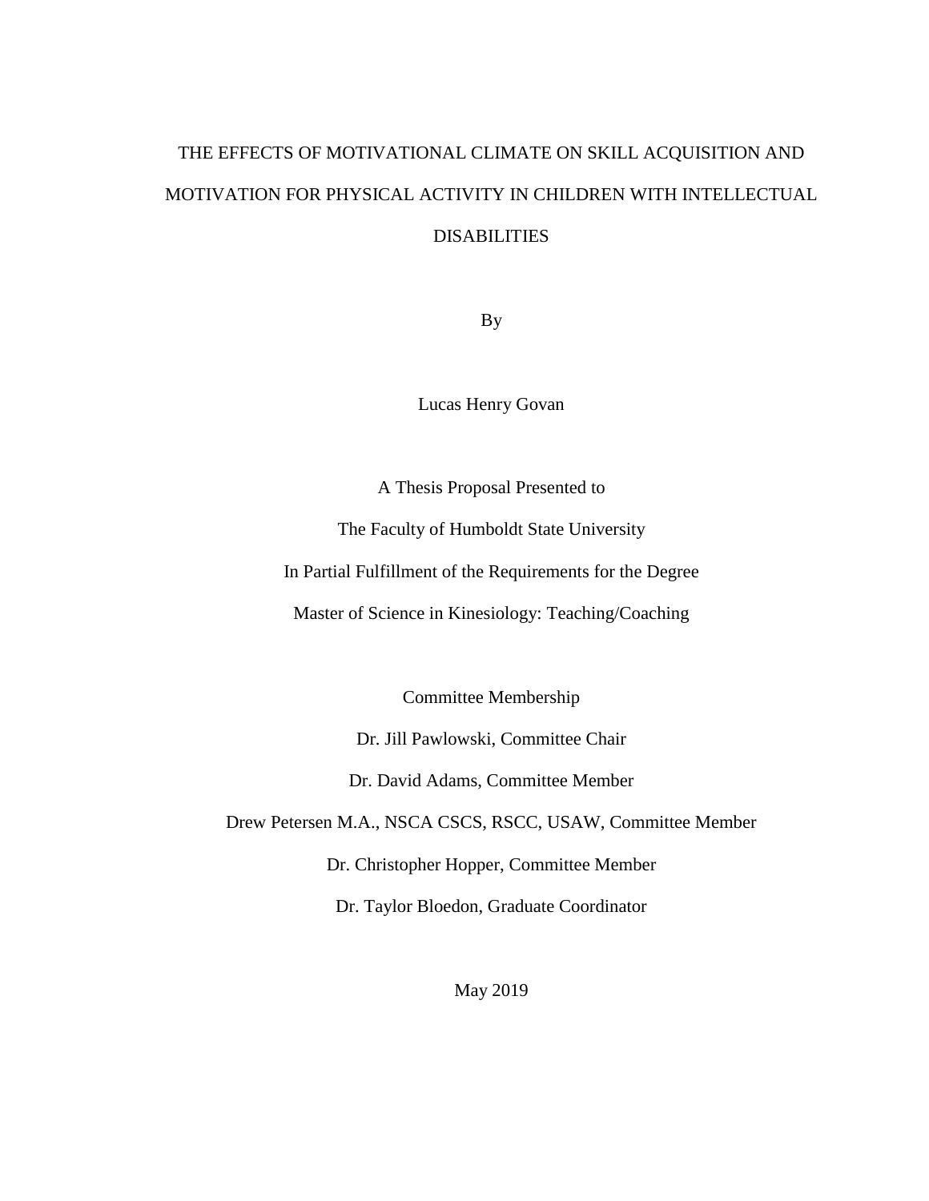# THE EFFECTS OF MOTIVATIONAL CLIMATE ON SKILL ACQUISITION AND MOTIVATION FOR PHYSICAL ACTIVITY IN CHILDREN WITH INTELLECTUAL DISABILITIES

By

Lucas Henry Govan

A Thesis Proposal Presented to

The Faculty of Humboldt State University

In Partial Fulfillment of the Requirements for the Degree

Master of Science in Kinesiology: Teaching/Coaching

Committee Membership

Dr. Jill Pawlowski, Committee Chair

Dr. David Adams, Committee Member

Drew Petersen M.A., NSCA CSCS, RSCC, USAW, Committee Member

Dr. Christopher Hopper, Committee Member

Dr. Taylor Bloedon, Graduate Coordinator

May 2019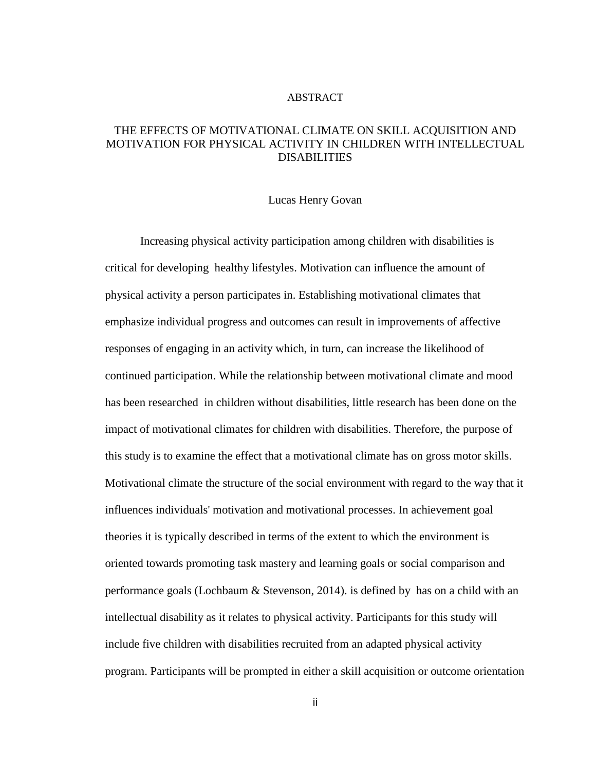# ABSTRACT

## THE EFFECTS OF MOTIVATIONAL CLIMATE ON SKILL ACQUISITION AND MOTIVATION FOR PHYSICAL ACTIVITY IN CHILDREN WITH INTELLECTUAL DISABILITIES

Lucas Henry Govan

Increasing physical activity participation among children with disabilities is critical for developing healthy lifestyles. Motivation can influence the amount of physical activity a person participates in. Establishing motivational climates that emphasize individual progress and outcomes can result in improvements of affective responses of engaging in an activity which, in turn, can increase the likelihood of continued participation. While the relationship between motivational climate and mood has been researched in children without disabilities, little research has been done on the impact of motivational climates for children with disabilities. Therefore, the purpose of this study is to examine the effect that a motivational climate has on gross motor skills. Motivational climate the structure of the social environment with regard to the way that it influences individuals' motivation and motivational processes. In achievement goal theories it is typically described in terms of the extent to which the environment is oriented towards promoting task mastery and learning goals or social comparison and performance goals (Lochbaum & Stevenson, 2014). is defined by has on a child with an intellectual disability as it relates to physical activity. Participants for this study will include five children with disabilities recruited from an adapted physical activity program. Participants will be prompted in either a skill acquisition or outcome orientation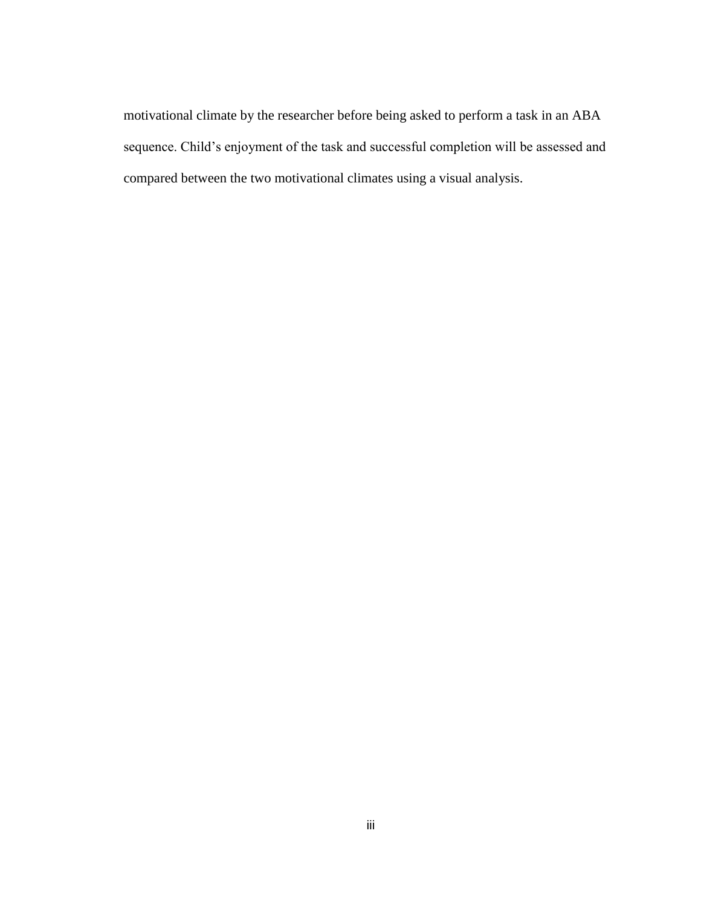motivational climate by the researcher before being asked to perform a task in an ABA sequence. Child's enjoyment of the task and successful completion will be assessed and compared between the two motivational climates using a visual analysis.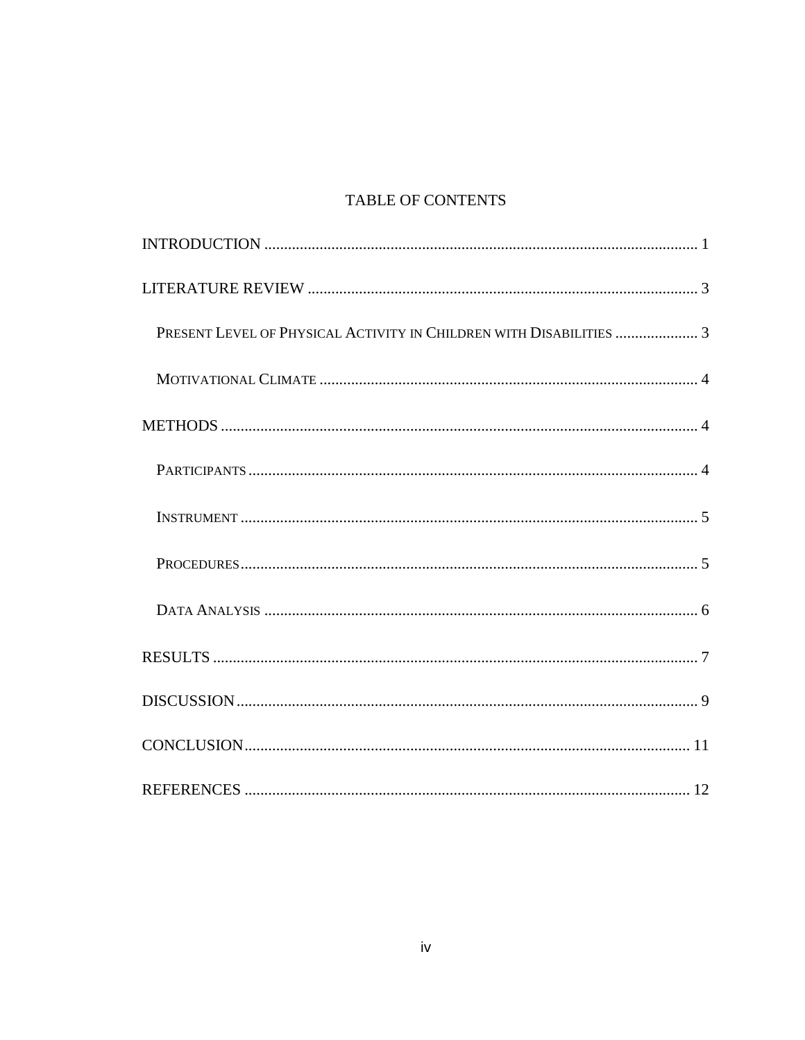# TABLE OF CONTENTS

INTRODUCTION ........................................................................................................ 1

LITERATURE REVIEW ........................................................................................... 3

  PRESENT LEVEL OF PHYSICAL ACTIVITY IN CHILDREN WITH DISABILITIES .................... 3

  MOTIVATIONAL CLIMATE ....................................................................................... 4

METHODS ................................................................................................................ 4

  PARTICIPANTS ........................................................................................................ 4

  INSTRUMENT .......................................................................................................... 5

  PROCEDURES .......................................................................................................... 5

  DATA ANALYSIS ..................................................................................................... 6

RESULTS .................................................................................................................. 7

DISCUSSION ............................................................................................................ 9

CONCLUSION ......................................................................................................... 11

REFERENCES ......................................................................................................... 12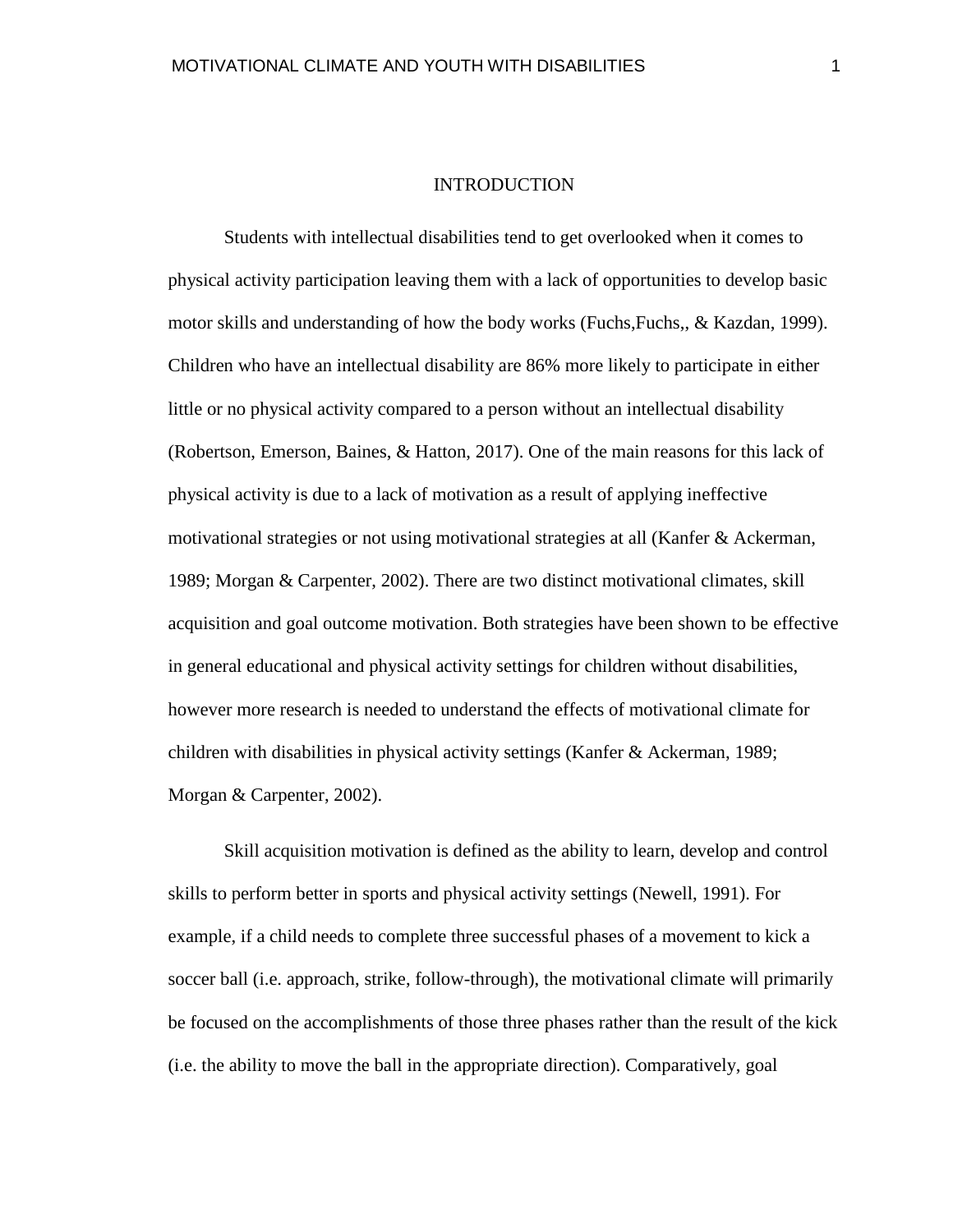# INTRODUCTION

Students with intellectual disabilities tend to get overlooked when it comes to physical activity participation leaving them with a lack of opportunities to develop basic motor skills and understanding of how the body works (Fuchs,Fuchs,, & Kazdan, 1999). Children who have an intellectual disability are 86% more likely to participate in either little or no physical activity compared to a person without an intellectual disability (Robertson, Emerson, Baines, & Hatton, 2017). One of the main reasons for this lack of physical activity is due to a lack of motivation as a result of applying ineffective motivational strategies or not using motivational strategies at all (Kanfer & Ackerman, 1989; Morgan & Carpenter, 2002). There are two distinct motivational climates, skill acquisition and goal outcome motivation. Both strategies have been shown to be effective in general educational and physical activity settings for children without disabilities, however more research is needed to understand the effects of motivational climate for children with disabilities in physical activity settings (Kanfer & Ackerman, 1989; Morgan & Carpenter, 2002).

Skill acquisition motivation is defined as the ability to learn, develop and control skills to perform better in sports and physical activity settings (Newell, 1991). For example, if a child needs to complete three successful phases of a movement to kick a soccer ball (i.e. approach, strike, follow-through), the motivational climate will primarily be focused on the accomplishments of those three phases rather than the result of the kick (i.e. the ability to move the ball in the appropriate direction). Comparatively, goal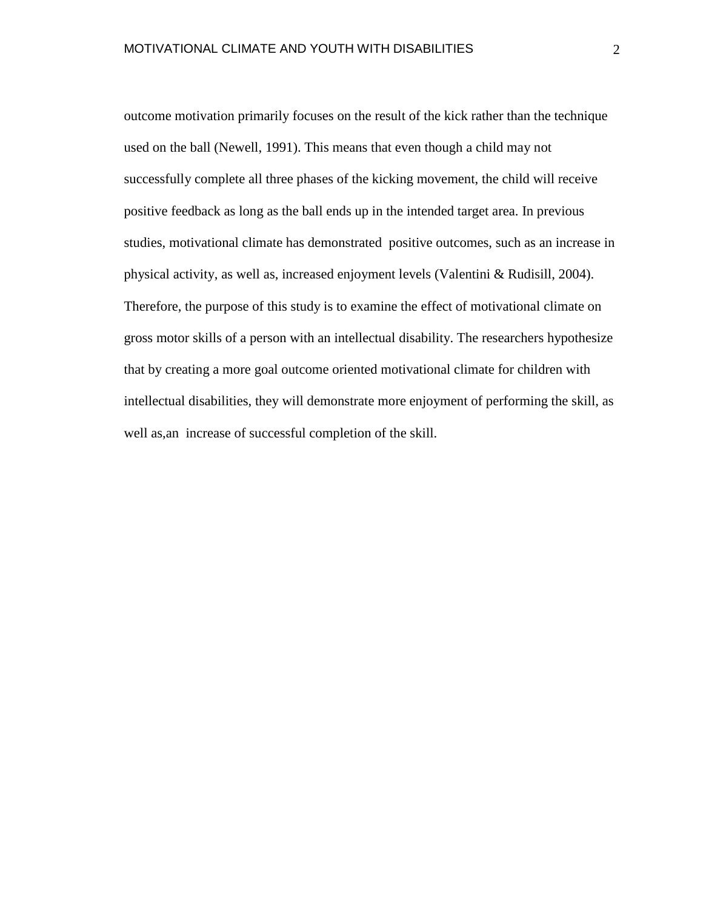outcome motivation primarily focuses on the result of the kick rather than the technique used on the ball (Newell, 1991). This means that even though a child may not successfully complete all three phases of the kicking movement, the child will receive positive feedback as long as the ball ends up in the intended target area. In previous studies, motivational climate has demonstrated positive outcomes, such as an increase in physical activity, as well as, increased enjoyment levels (Valentini & Rudisill, 2004). Therefore, the purpose of this study is to examine the effect of motivational climate on gross motor skills of a person with an intellectual disability. The researchers hypothesize that by creating a more goal outcome oriented motivational climate for children with intellectual disabilities, they will demonstrate more enjoyment of performing the skill, as well as,an increase of successful completion of the skill.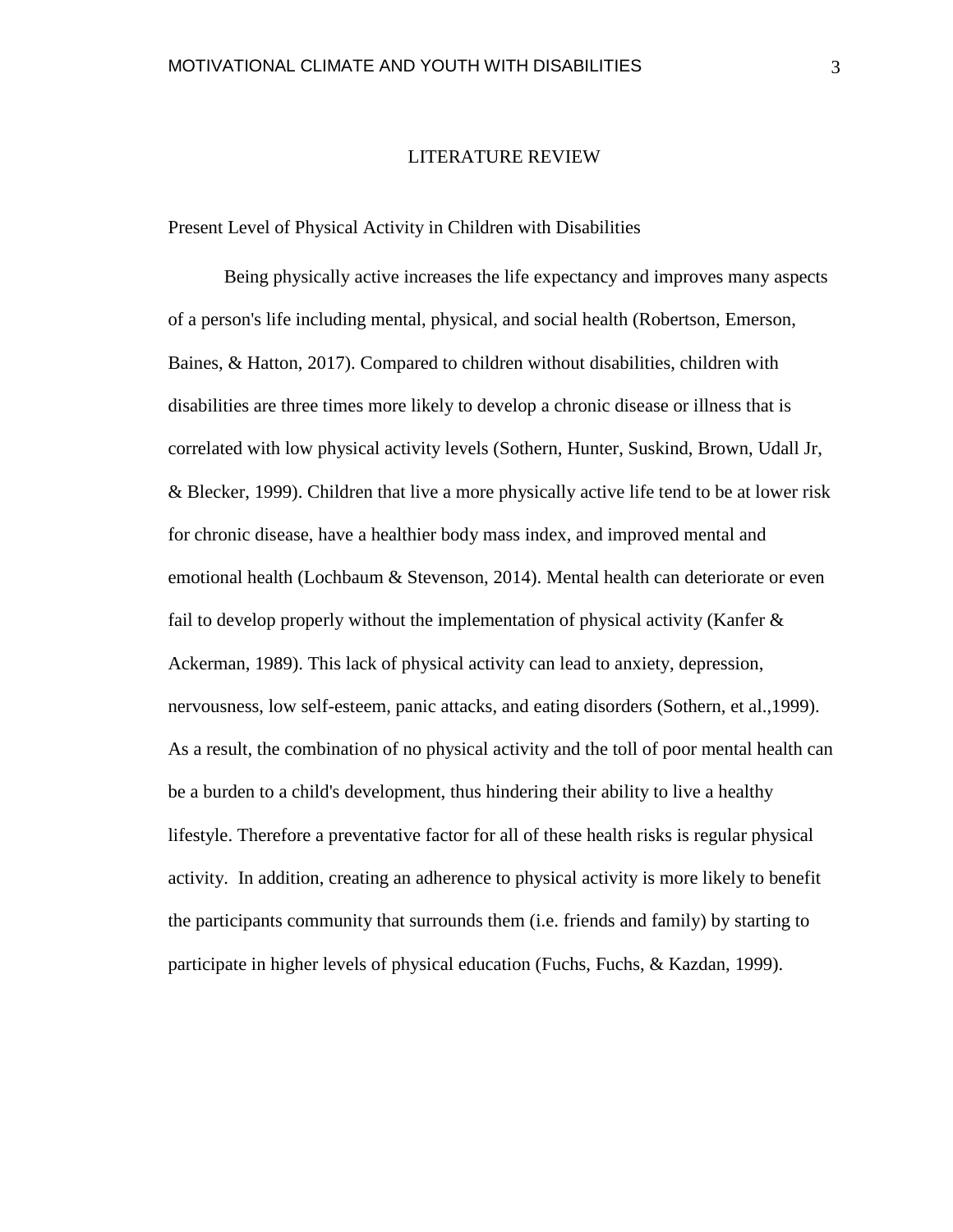# LITERATURE REVIEW

## Present Level of Physical Activity in Children with Disabilities

Being physically active increases the life expectancy and improves many aspects of a person's life including mental, physical, and social health (Robertson, Emerson, Baines, & Hatton, 2017). Compared to children without disabilities, children with disabilities are three times more likely to develop a chronic disease or illness that is correlated with low physical activity levels (Sothern, Hunter, Suskind, Brown, Udall Jr, & Blecker, 1999). Children that live a more physically active life tend to be at lower risk for chronic disease, have a healthier body mass index, and improved mental and emotional health (Lochbaum & Stevenson, 2014). Mental health can deteriorate or even fail to develop properly without the implementation of physical activity (Kanfer & Ackerman, 1989). This lack of physical activity can lead to anxiety, depression, nervousness, low self-esteem, panic attacks, and eating disorders (Sothern, et al.,1999). As a result, the combination of no physical activity and the toll of poor mental health can be a burden to a child's development, thus hindering their ability to live a healthy lifestyle. Therefore a preventative factor for all of these health risks is regular physical activity. In addition, creating an adherence to physical activity is more likely to benefit the participants community that surrounds them (i.e. friends and family) by starting to participate in higher levels of physical education (Fuchs, Fuchs, & Kazdan, 1999).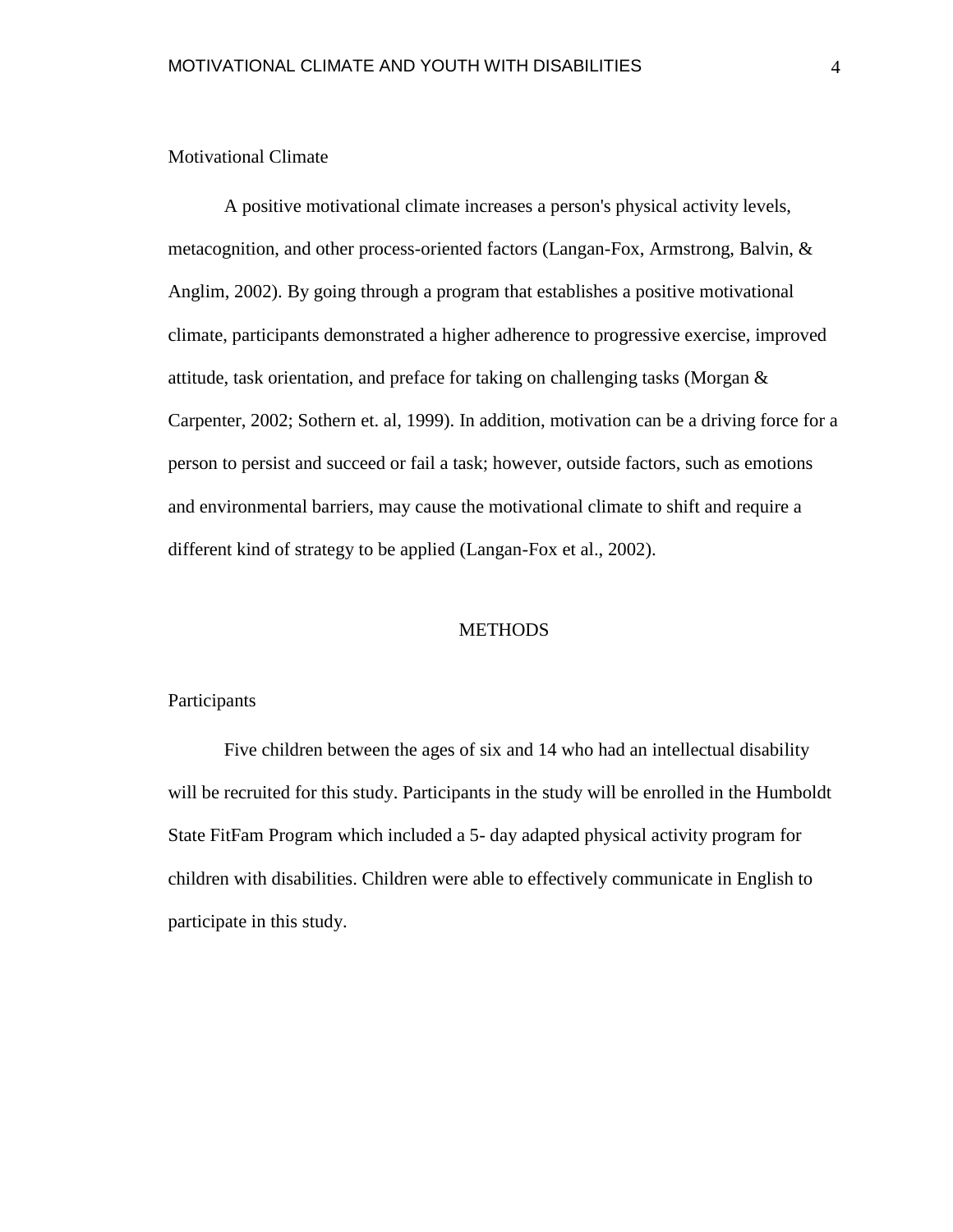### Motivational Climate

A positive motivational climate increases a person's physical activity levels, metacognition, and other process-oriented factors (Langan-Fox, Armstrong, Balvin, & Anglim, 2002). By going through a program that establishes a positive motivational climate, participants demonstrated a higher adherence to progressive exercise, improved attitude, task orientation, and preface for taking on challenging tasks (Morgan & Carpenter, 2002; Sothern et. al, 1999). In addition, motivation can be a driving force for a person to persist and succeed or fail a task; however, outside factors, such as emotions and environmental barriers, may cause the motivational climate to shift and require a different kind of strategy to be applied (Langan-Fox et al., 2002).

## METHODS

### Participants

Five children between the ages of six and 14 who had an intellectual disability will be recruited for this study. Participants in the study will be enrolled in the Humboldt State FitFam Program which included a 5- day adapted physical activity program for children with disabilities. Children were able to effectively communicate in English to participate in this study.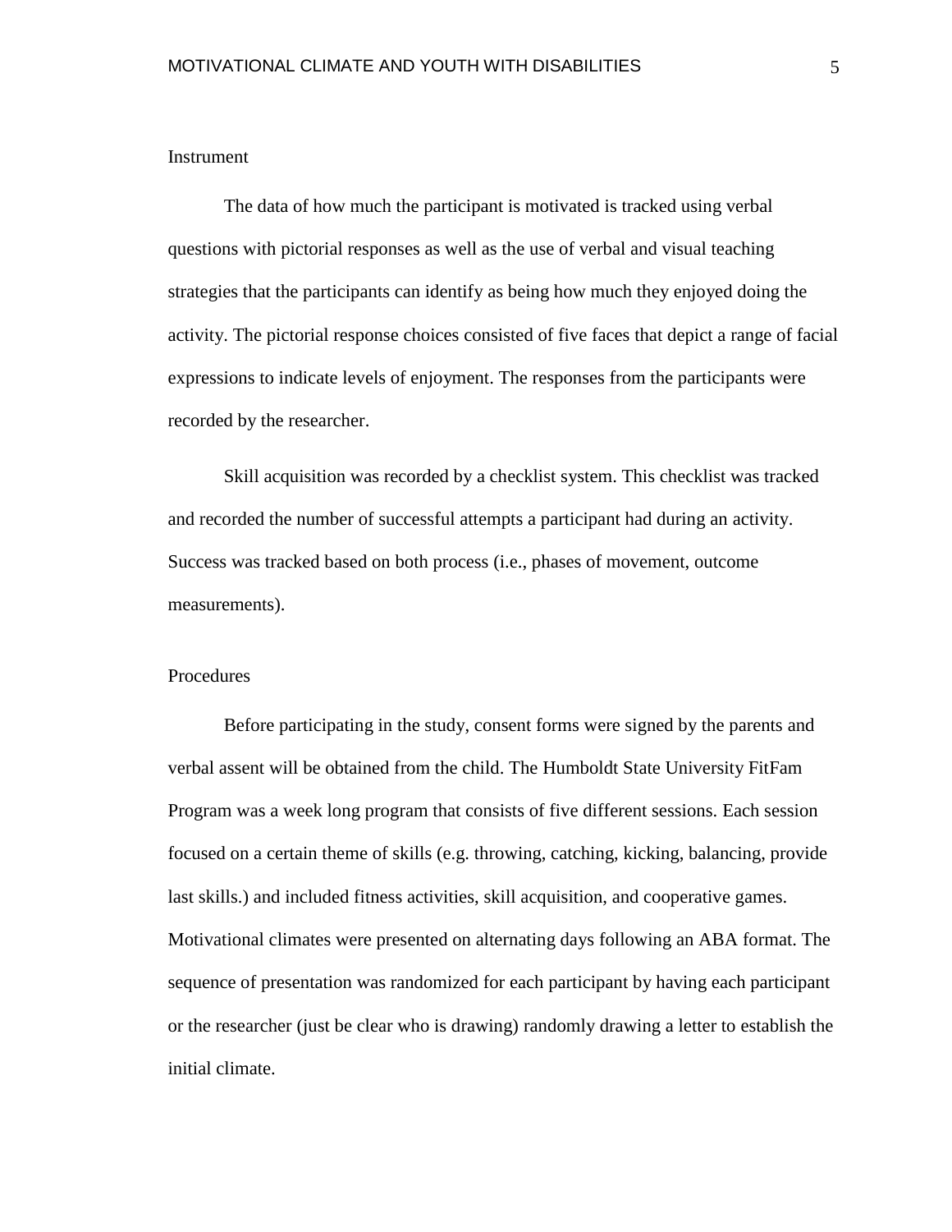## Instrument

The data of how much the participant is motivated is tracked using verbal questions with pictorial responses as well as the use of verbal and visual teaching strategies that the participants can identify as being how much they enjoyed doing the activity. The pictorial response choices consisted of five faces that depict a range of facial expressions to indicate levels of enjoyment. The responses from the participants were recorded by the researcher.

Skill acquisition was recorded by a checklist system. This checklist was tracked and recorded the number of successful attempts a participant had during an activity. Success was tracked based on both process (i.e., phases of movement, outcome measurements).

## Procedures

Before participating in the study, consent forms were signed by the parents and verbal assent will be obtained from the child. The Humboldt State University FitFam Program was a week long program that consists of five different sessions. Each session focused on a certain theme of skills (e.g. throwing, catching, kicking, balancing, provide last skills.) and included fitness activities, skill acquisition, and cooperative games. Motivational climates were presented on alternating days following an ABA format. The sequence of presentation was randomized for each participant by having each participant or the researcher (just be clear who is drawing) randomly drawing a letter to establish the initial climate.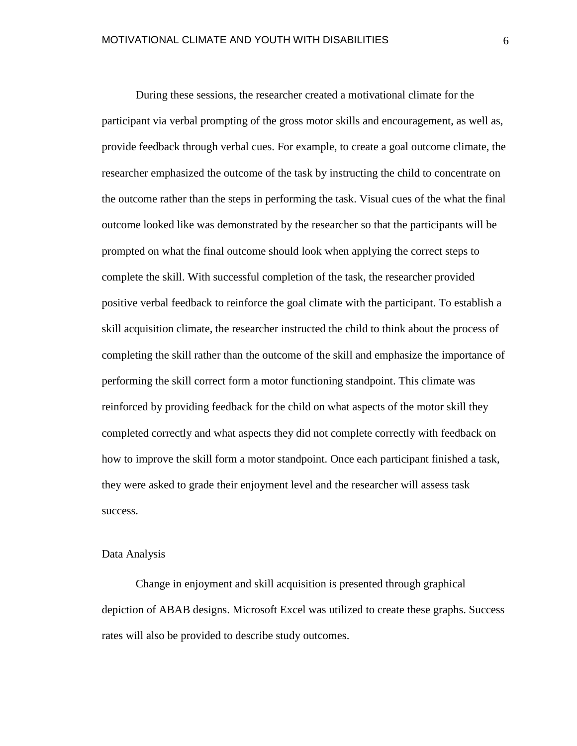During these sessions, the researcher created a motivational climate for the participant via verbal prompting of the gross motor skills and encouragement, as well as, provide feedback through verbal cues. For example, to create a goal outcome climate, the researcher emphasized the outcome of the task by instructing the child to concentrate on the outcome rather than the steps in performing the task. Visual cues of the what the final outcome looked like was demonstrated by the researcher so that the participants will be prompted on what the final outcome should look when applying the correct steps to complete the skill. With successful completion of the task, the researcher provided positive verbal feedback to reinforce the goal climate with the participant. To establish a skill acquisition climate, the researcher instructed the child to think about the process of completing the skill rather than the outcome of the skill and emphasize the importance of performing the skill correct form a motor functioning standpoint. This climate was reinforced by providing feedback for the child on what aspects of the motor skill they completed correctly and what aspects they did not complete correctly with feedback on how to improve the skill form a motor standpoint. Once each participant finished a task, they were asked to grade their enjoyment level and the researcher will assess task success.

## Data Analysis

Change in enjoyment and skill acquisition is presented through graphical depiction of ABAB designs. Microsoft Excel was utilized to create these graphs. Success rates will also be provided to describe study outcomes.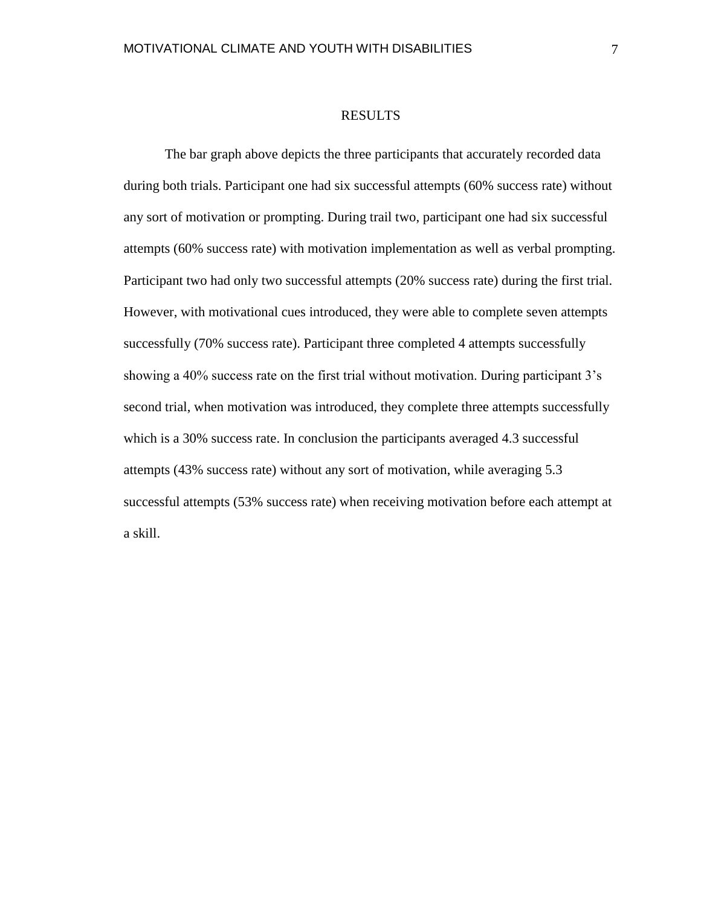# RESULTS

The bar graph above depicts the three participants that accurately recorded data during both trials. Participant one had six successful attempts (60% success rate) without any sort of motivation or prompting. During trail two, participant one had six successful attempts (60% success rate) with motivation implementation as well as verbal prompting. Participant two had only two successful attempts (20% success rate) during the first trial. However, with motivational cues introduced, they were able to complete seven attempts successfully (70% success rate). Participant three completed 4 attempts successfully showing a 40% success rate on the first trial without motivation. During participant 3's second trial, when motivation was introduced, they complete three attempts successfully which is a 30% success rate. In conclusion the participants averaged 4.3 successful attempts (43% success rate) without any sort of motivation, while averaging 5.3 successful attempts (53% success rate) when receiving motivation before each attempt at a skill.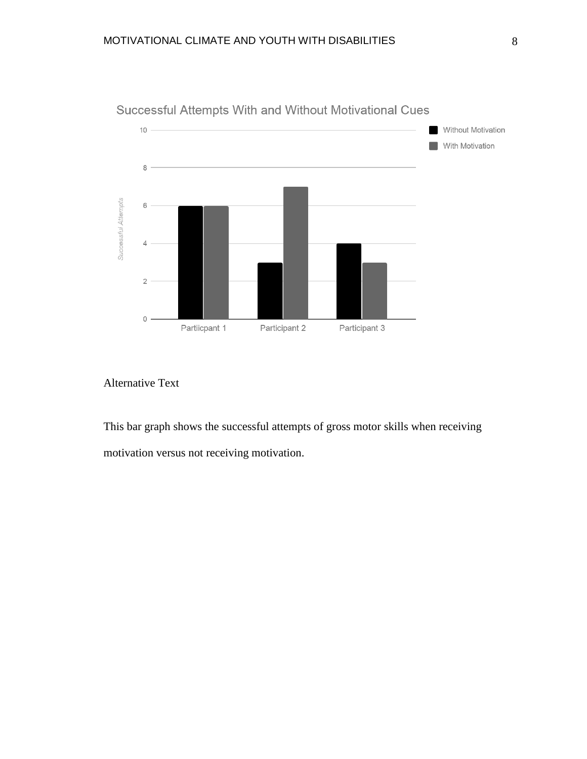Successful Attempts With and Without Motivational Cues

Alternative Text

This bar graph shows the successful attempts of gross motor skills when receiving motivation versus not receiving motivation.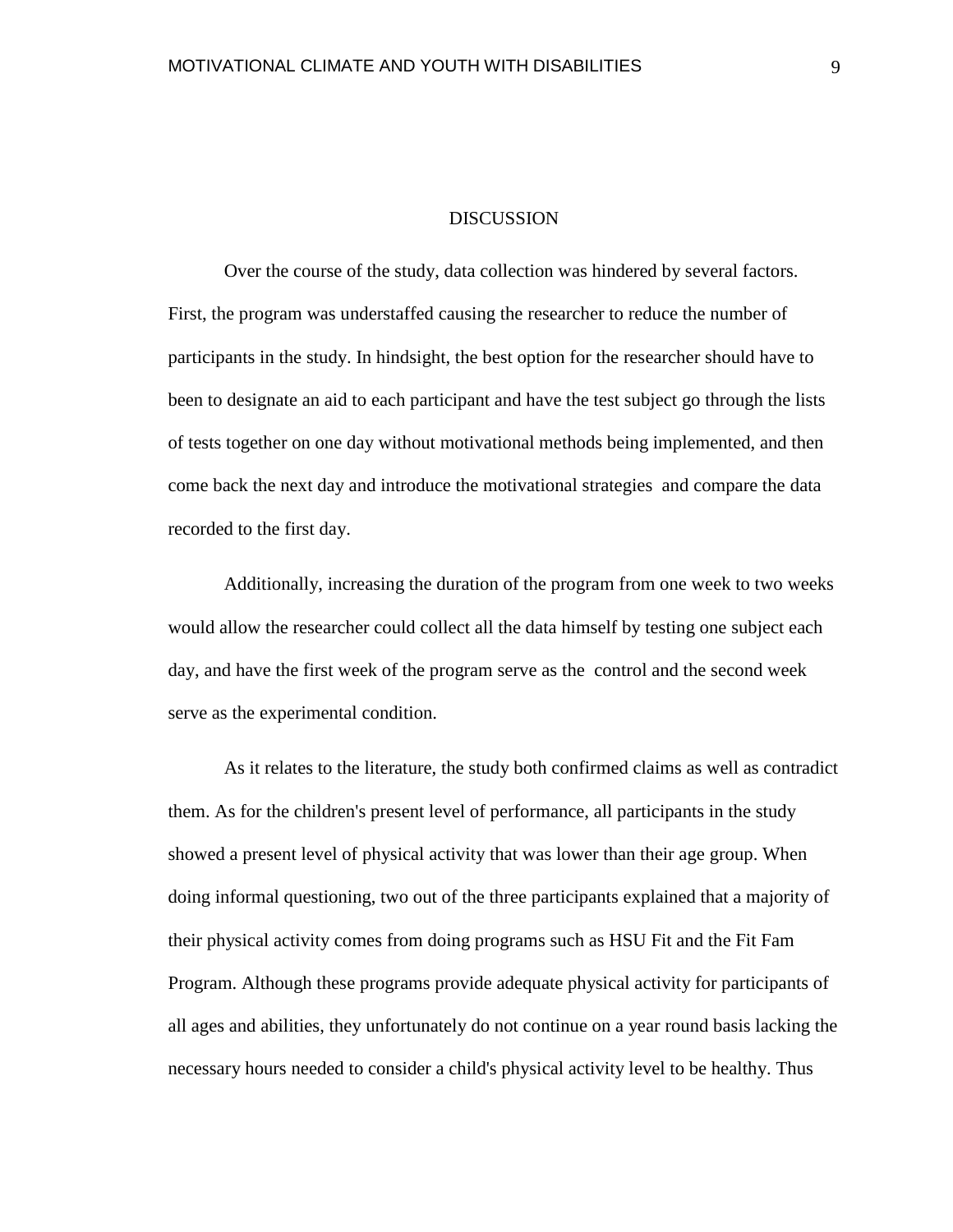# DISCUSSION

Over the course of the study, data collection was hindered by several factors. First, the program was understaffed causing the researcher to reduce the number of participants in the study. In hindsight, the best option for the researcher should have to been to designate an aid to each participant and have the test subject go through the lists of tests together on one day without motivational methods being implemented, and then come back the next day and introduce the motivational strategies  and compare the data recorded to the first day.

Additionally, increasing the duration of the program from one week to two weeks would allow the researcher could collect all the data himself by testing one subject each day, and have the first week of the program serve as the  control and the second week serve as the experimental condition.

As it relates to the literature, the study both confirmed claims as well as contradict them. As for the children's present level of performance, all participants in the study showed a present level of physical activity that was lower than their age group. When doing informal questioning, two out of the three participants explained that a majority of their physical activity comes from doing programs such as HSU Fit and the Fit Fam Program. Although these programs provide adequate physical activity for participants of all ages and abilities, they unfortunately do not continue on a year round basis lacking the necessary hours needed to consider a child's physical activity level to be healthy. Thus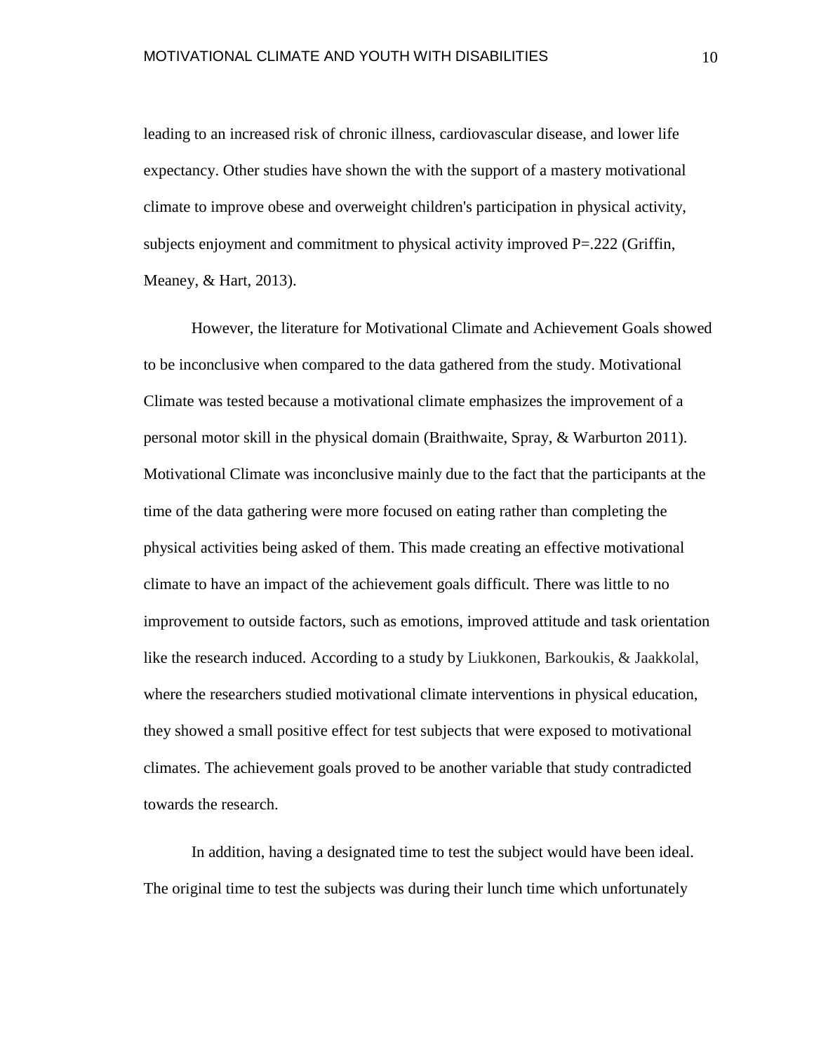leading to an increased risk of chronic illness, cardiovascular disease, and lower life expectancy. Other studies have shown the with the support of a mastery motivational climate to improve obese and overweight children's participation in physical activity, subjects enjoyment and commitment to physical activity improved $P=.222$ (Griffin, Meaney, & Hart, 2013).

However, the literature for Motivational Climate and Achievement Goals showed to be inconclusive when compared to the data gathered from the study. Motivational Climate was tested because a motivational climate emphasizes the improvement of a personal motor skill in the physical domain (Braithwaite, Spray, & Warburton 2011). Motivational Climate was inconclusive mainly due to the fact that the participants at the time of the data gathering were more focused on eating rather than completing the physical activities being asked of them. This made creating an effective motivational climate to have an impact of the achievement goals difficult. There was little to no improvement to outside factors, such as emotions, improved attitude and task orientation like the research induced. According to a study by Liukkonen, Barkoukis, & Jaakkolal, where the researchers studied motivational climate interventions in physical education, they showed a small positive effect for test subjects that were exposed to motivational climates. The achievement goals proved to be another variable that study contradicted towards the research.

In addition, having a designated time to test the subject would have been ideal. The original time to test the subjects was during their lunch time which unfortunately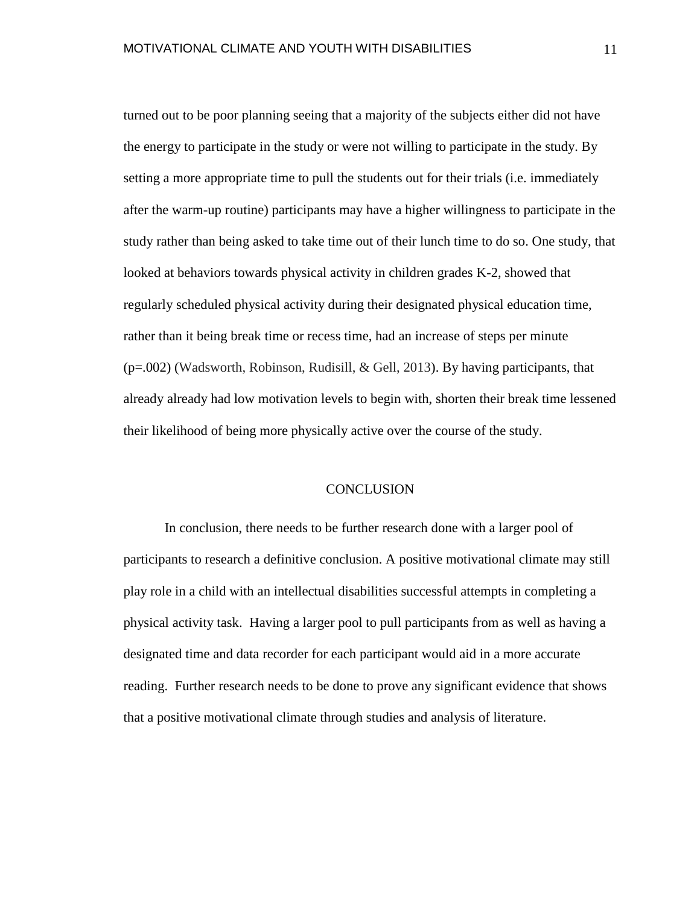turned out to be poor planning seeing that a majority of the subjects either did not have the energy to participate in the study or were not willing to participate in the study. By setting a more appropriate time to pull the students out for their trials (i.e. immediately after the warm-up routine) participants may have a higher willingness to participate in the study rather than being asked to take time out of their lunch time to do so. One study, that looked at behaviors towards physical activity in children grades K-2, showed that regularly scheduled physical activity during their designated physical education time, rather than it being break time or recess time, had an increase of steps per minute ($p=.002$) (Wadsworth, Robinson, Rudisill, & Gell, 2013). By having participants, that already already had low motivation levels to begin with, shorten their break time lessened their likelihood of being more physically active over the course of the study.

## CONCLUSION

In conclusion, there needs to be further research done with a larger pool of participants to research a definitive conclusion. A positive motivational climate may still play role in a child with an intellectual disabilities successful attempts in completing a physical activity task. Having a larger pool to pull participants from as well as having a designated time and data recorder for each participant would aid in a more accurate reading. Further research needs to be done to prove any significant evidence that shows that a positive motivational climate through studies and analysis of literature.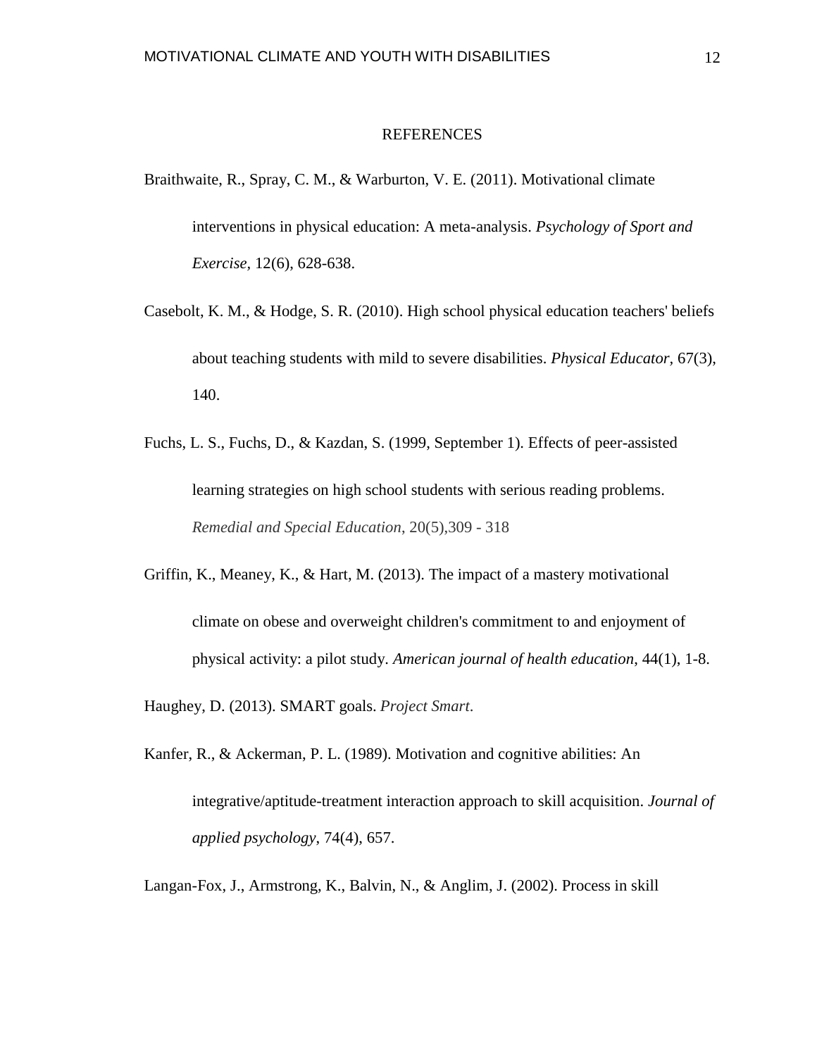# REFERENCES

Braithwaite, R., Spray, C. M., & Warburton, V. E. (2011). Motivational climate interventions in physical education: A meta-analysis. *Psychology of Sport and Exercise*, 12(6), 628-638.

Casebolt, K. M., & Hodge, S. R. (2010). High school physical education teachers' beliefs about teaching students with mild to severe disabilities. *Physical Educator*, 67(3), 140.

Fuchs, L. S., Fuchs, D., & Kazdan, S. (1999, September 1). Effects of peer-assisted learning strategies on high school students with serious reading problems. *Remedial and Special Education*, 20(5),309 - 318

Griffin, K., Meaney, K., & Hart, M. (2013). The impact of a mastery motivational climate on obese and overweight children's commitment to and enjoyment of physical activity: a pilot study. *American journal of health education*, 44(1), 1-8.

Haughey, D. (2013). SMART goals. *Project Smart*.

Kanfer, R., & Ackerman, P. L. (1989). Motivation and cognitive abilities: An integrative/aptitude-treatment interaction approach to skill acquisition. *Journal of applied psychology*, 74(4), 657.

Langan-Fox, J., Armstrong, K., Balvin, N., & Anglim, J. (2002). Process in skill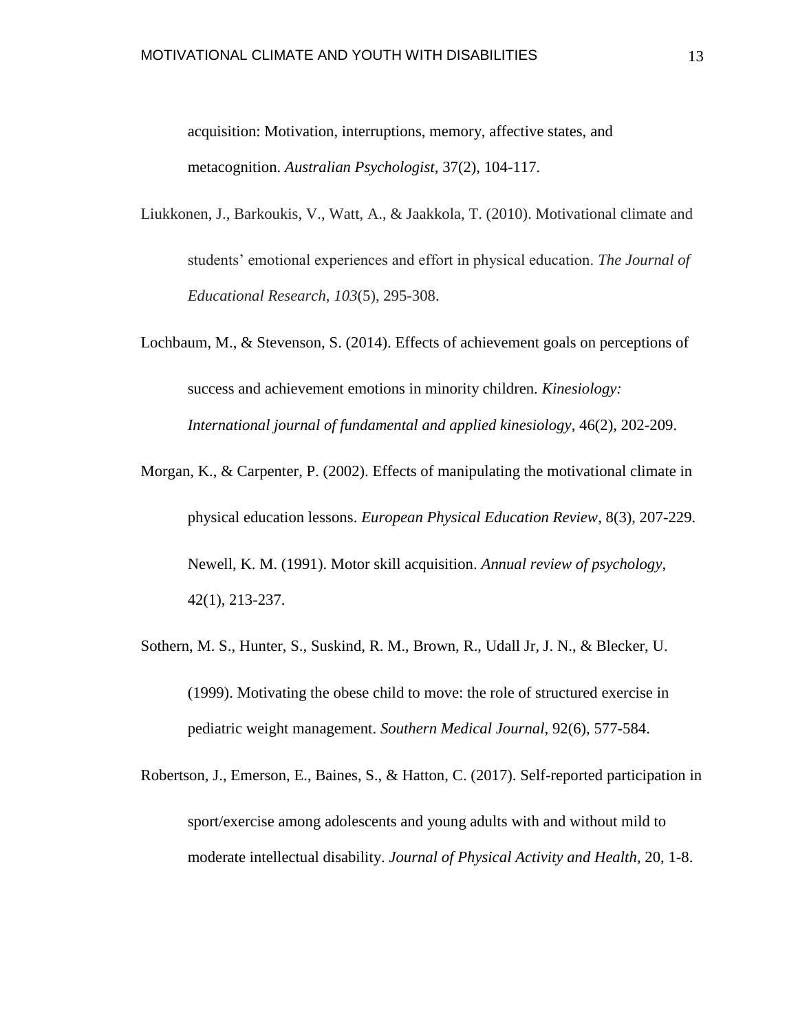acquisition: Motivation, interruptions, memory, affective states, and metacognition. *Australian Psychologist*, 37(2), 104-117.

Liukkonen, J., Barkoukis, V., Watt, A., & Jaakkola, T. (2010). Motivational climate and students' emotional experiences and effort in physical education. *The Journal of Educational Research*, *103*(5), 295-308.

Lochbaum, M., & Stevenson, S. (2014). Effects of achievement goals on perceptions of success and achievement emotions in minority children. *Kinesiology: International journal of fundamental and applied kinesiology*, 46(2), 202-209.

Morgan, K., & Carpenter, P. (2002). Effects of manipulating the motivational climate in physical education lessons. *European Physical Education Review*, 8(3), 207-229.

Newell, K. M. (1991). Motor skill acquisition. *Annual review of psychology*, 42(1), 213-237.

Sothern, M. S., Hunter, S., Suskind, R. M., Brown, R., Udall Jr, J. N., & Blecker, U. (1999). Motivating the obese child to move: the role of structured exercise in pediatric weight management. *Southern Medical Journal*, 92(6), 577-584.

Robertson, J., Emerson, E., Baines, S., & Hatton, C. (2017). Self-reported participation in sport/exercise among adolescents and young adults with and without mild to moderate intellectual disability. *Journal of Physical Activity and Health*, 20, 1-8.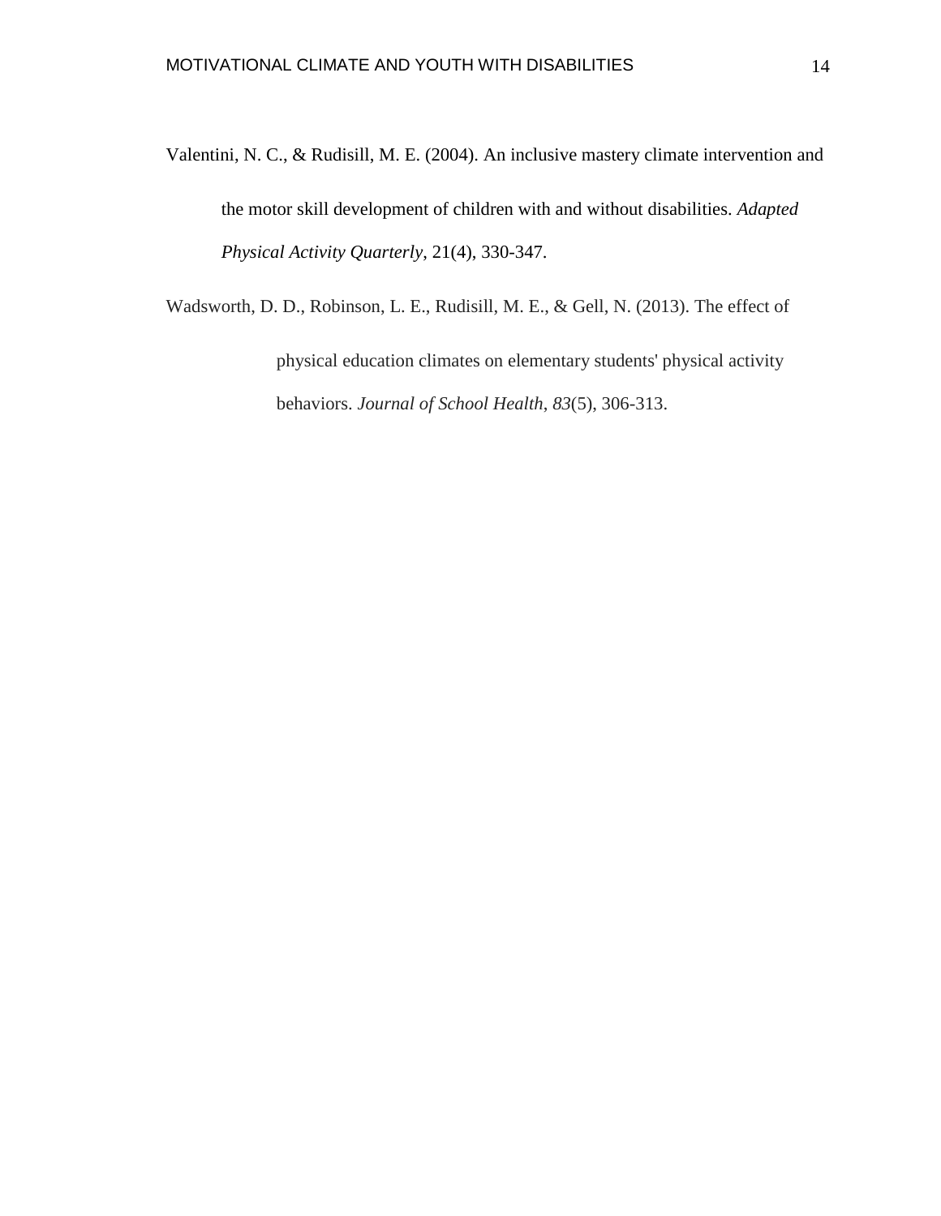Valentini, N. C., & Rudisill, M. E. (2004). An inclusive mastery climate intervention and the motor skill development of children with and without disabilities. *Adapted Physical Activity Quarterly*, 21(4), 330-347.

Wadsworth, D. D., Robinson, L. E., Rudisill, M. E., & Gell, N. (2013). The effect of physical education climates on elementary students' physical activity behaviors. *Journal of School Health*, *83*(5), 306-313.